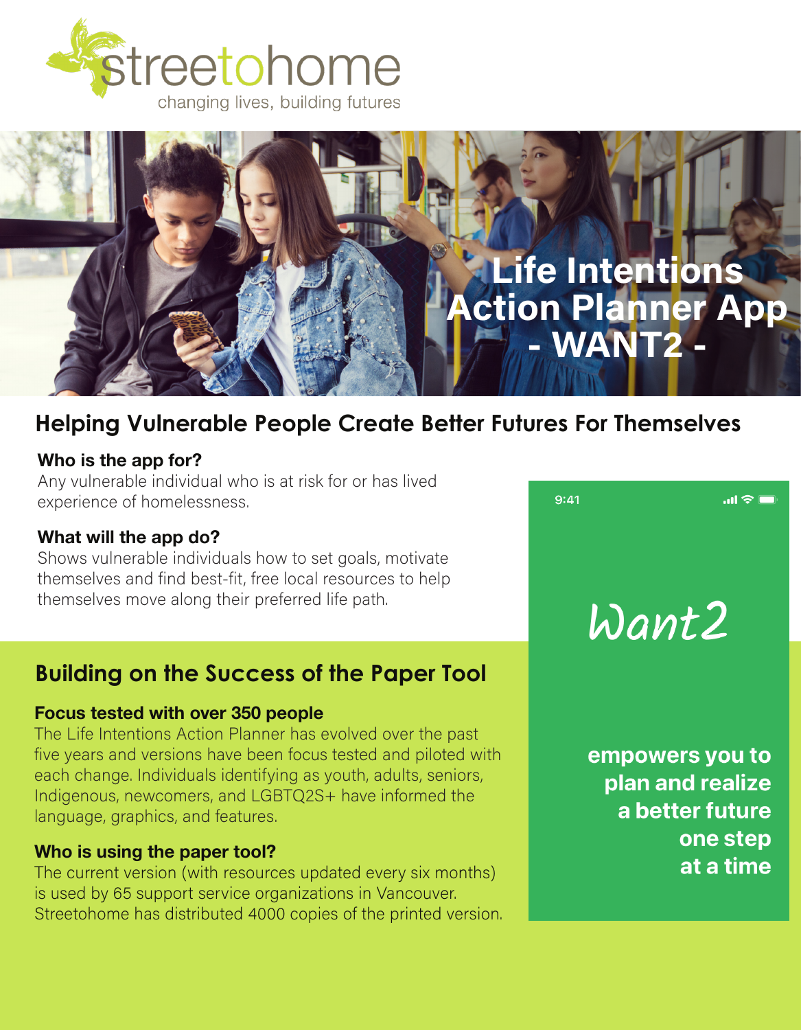streetohome

changing lives, building futures

# Life Intentions Action Planner App - WANT2 -

## Helping Vulnerable People Create Better Futures For Themselves

**Who is the app for?**

Any vulnerable individual who is at risk for or has lived experience of homelessness.

**What will the app do?**

Shows vulnerable individuals how to set goals, motivate themselves and find best-fit, free local resources to help themselves move along their preferred life path.

## Building on the Success of the Paper Tool

**Focus tested with over 350 people**

The Life Intentions Action Planner has evolved over the past five years and versions have been focus tested and piloted with each change. Individuals identifying as youth, adults, seniors, Indigenous, newcomers, and LGBTQ2S+ have informed the language, graphics, and features.

**Who is using the paper tool?**

The current version (with resources updated every six months) is used by 65 support service organizations in Vancouver. Streetohome has distributed 4000 copies of the printed version.

9:41

Want2

**empowers you to plan and realize a better future one step at a time**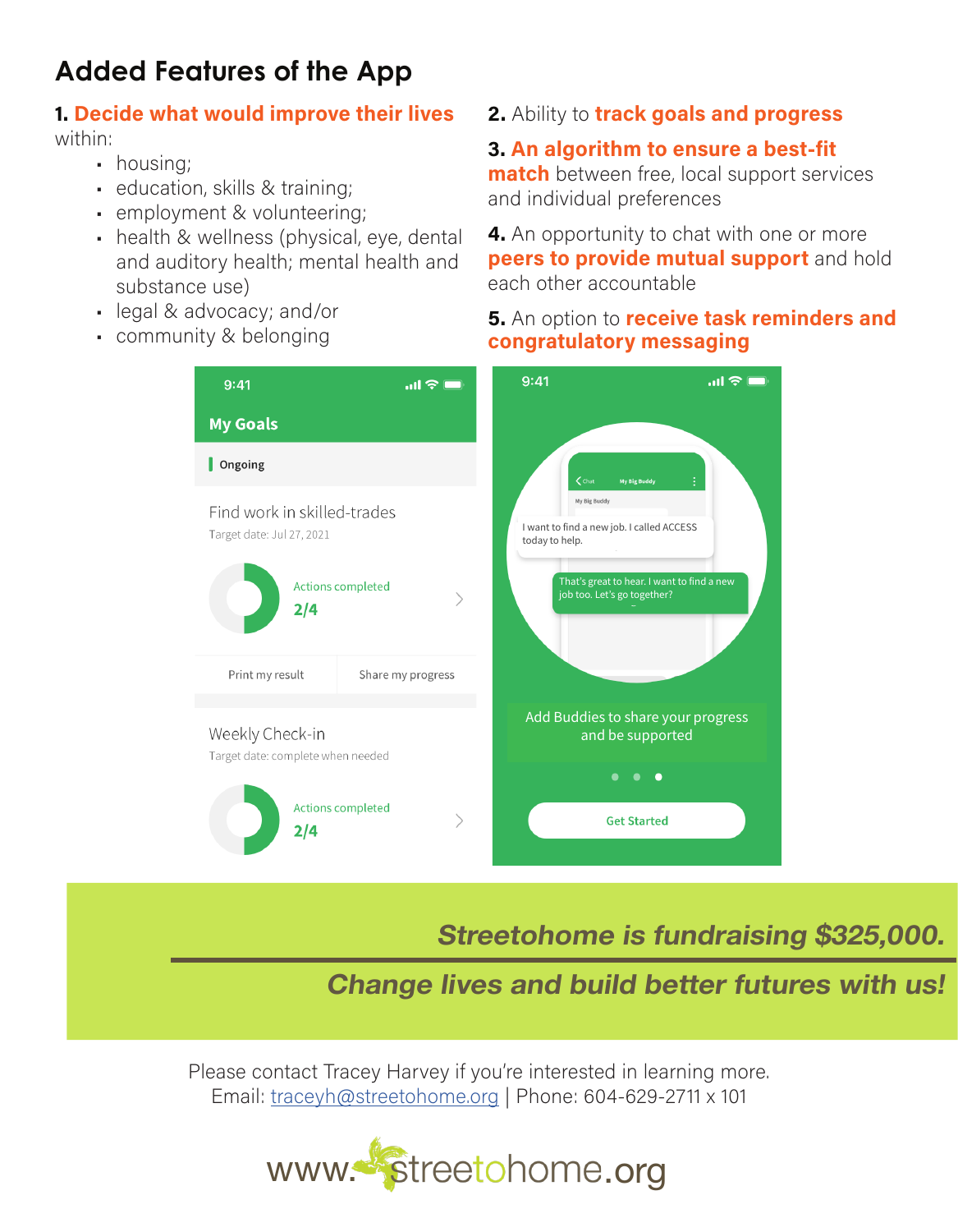# Added Features of the App

1. **Decide what would improve their lives** within:
   - housing;
   - education, skills & training;
   - employment & volunteering;
   - health & wellness (physical, eye, dental and auditory health; mental health and substance use)
   - legal & advocacy; and/or
   - community & belonging

2. Ability to **track goals and progress**

3. **An algorithm to ensure a best-fit match** between free, local support services and individual preferences

4. An opportunity to chat with one or more **peers to provide mutual support** and hold each other accountable

5. An option to **receive task reminders and congratulatory messaging**

9:41

My Goals

Ongoing

Find work in skilled-trades

Target date: Jul 27, 2021

Actions completed

2/4

Print my result

Share my progress

Weekly Check-in

Target date: complete when needed

Actions completed

2/4

9:41

Chat

My Big Buddy

I want to find a new job. I called ACCESS today to help.

That's great to hear. I want to find a new job too. Let's go together?

Add Buddies to share your progress and be supported

Get Started

***Streetohome is fundraising $325,000.***

***Change lives and build better futures with us!***

Please contact Tracey Harvey if you're interested in learning more.
Email: traceyh@streetohome.org | Phone: 604-629-2711 x 101

www.streetohome.org